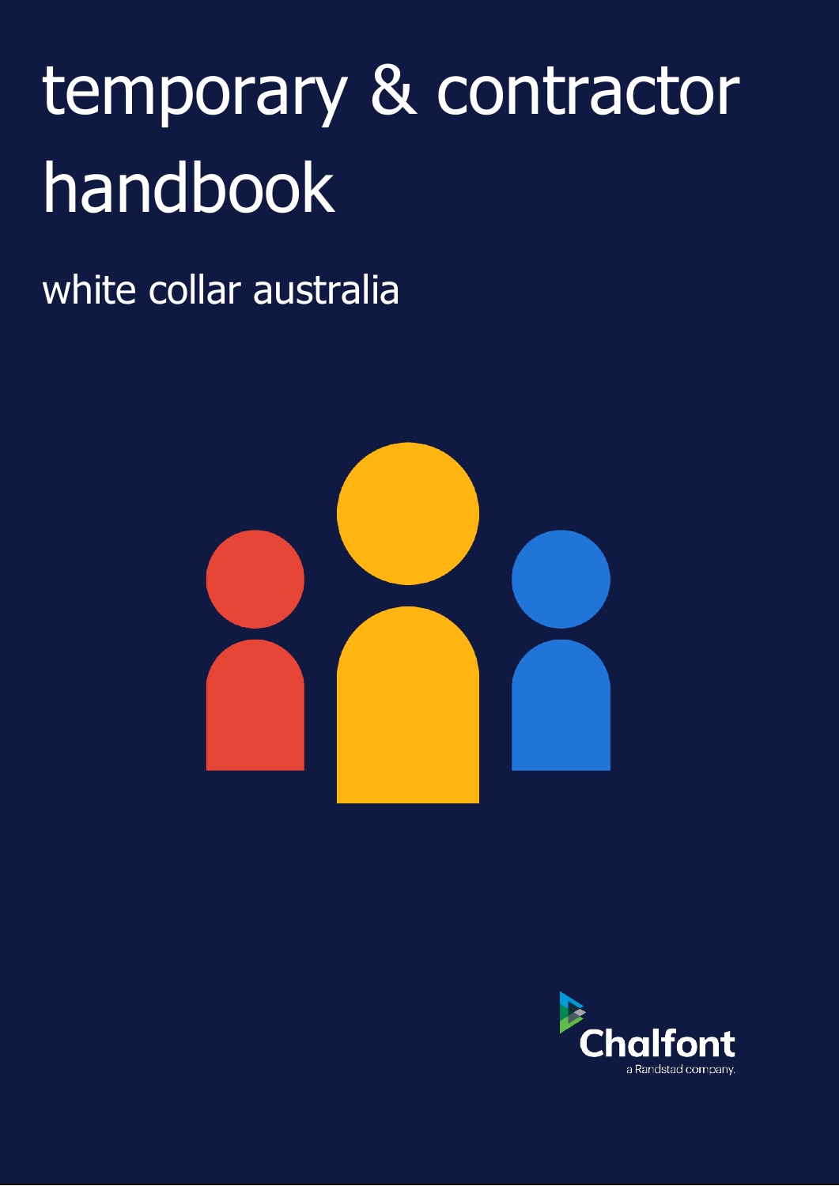# temporary & contractor handbook

## white collar australia

Chalfont

a Randstad company.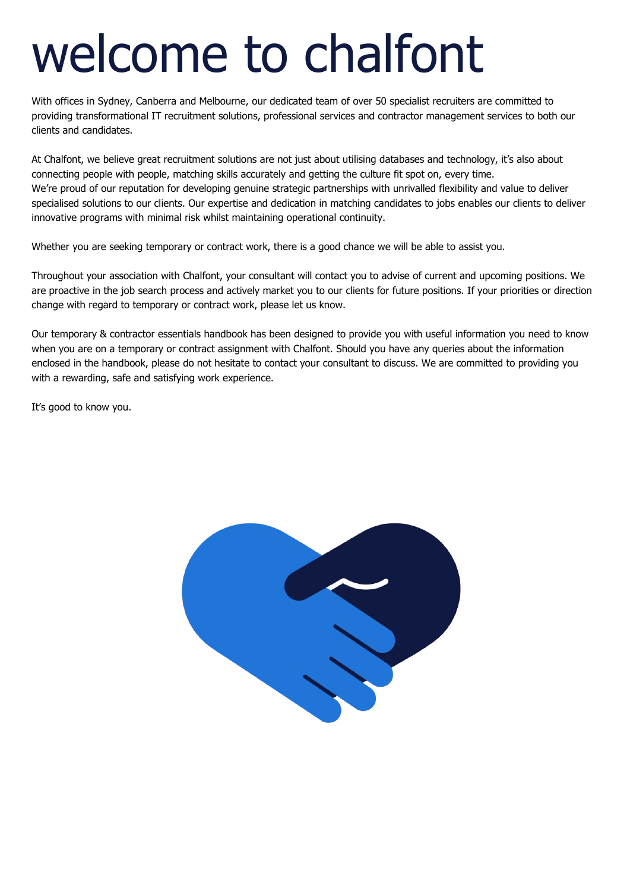# welcome to chalfont

With offices in Sydney, Canberra and Melbourne, our dedicated team of over 50 specialist recruiters are committed to providing transformational IT recruitment solutions, professional services and contractor management services to both our clients and candidates.

At Chalfont, we believe great recruitment solutions are not just about utilising databases and technology, it's also about connecting people with people, matching skills accurately and getting the culture fit spot on, every time.
We're proud of our reputation for developing genuine strategic partnerships with unrivalled flexibility and value to deliver specialised solutions to our clients. Our expertise and dedication in matching candidates to jobs enables our clients to deliver innovative programs with minimal risk whilst maintaining operational continuity.

Whether you are seeking temporary or contract work, there is a good chance we will be able to assist you.

Throughout your association with Chalfont, your consultant will contact you to advise of current and upcoming positions. We are proactive in the job search process and actively market you to our clients for future positions. If your priorities or direction change with regard to temporary or contract work, please let us know.

Our temporary & contractor essentials handbook has been designed to provide you with useful information you need to know when you are on a temporary or contract assignment with Chalfont. Should you have any queries about the information enclosed in the handbook, please do not hesitate to contact your consultant to discuss. We are committed to providing you with a rewarding, safe and satisfying work experience.

It's good to know you.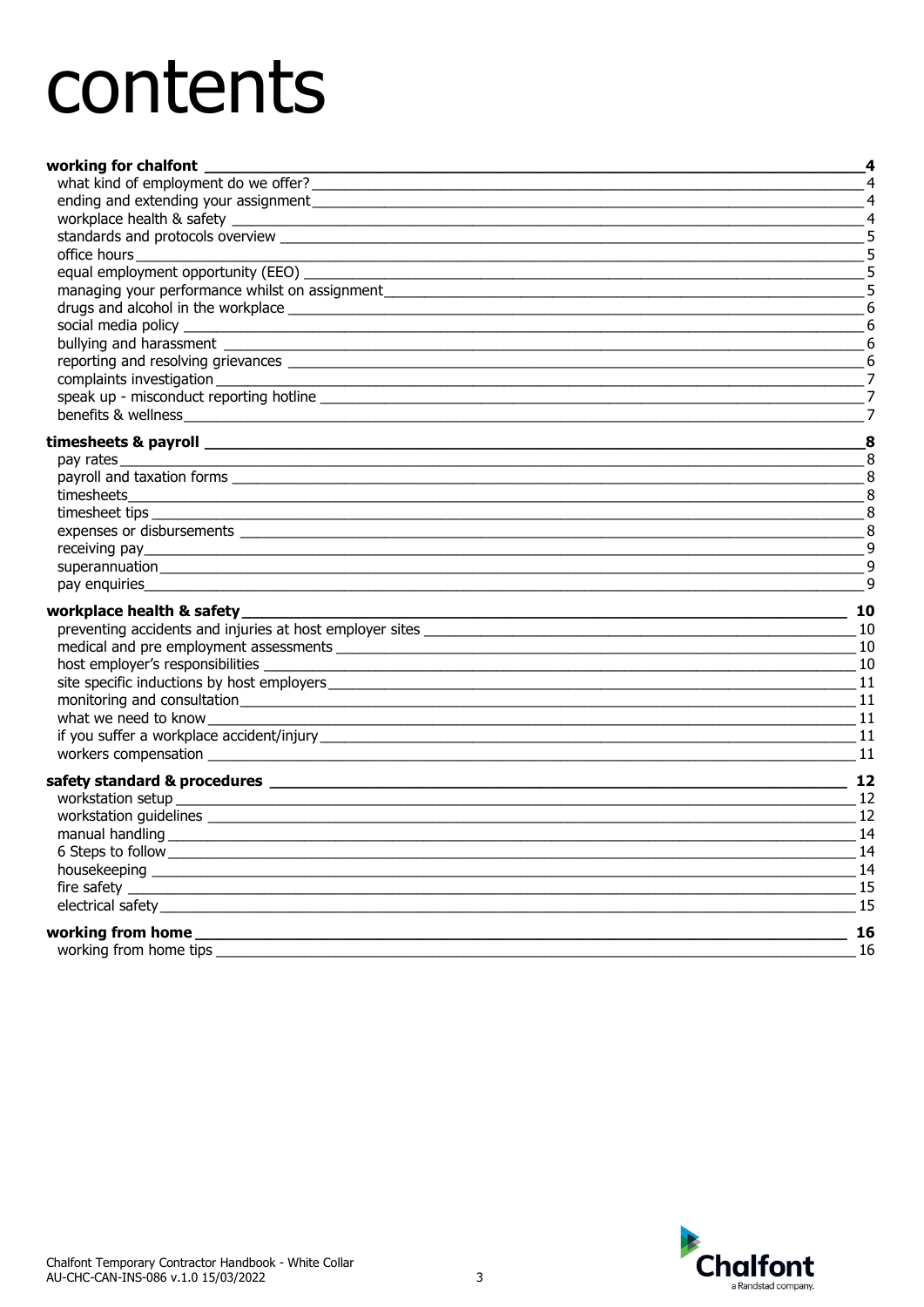# contents

**working for chalfont** **4**

- what kind of employment do we offer? 4
- ending and extending your assignment 4
- workplace health & safety 4
- standards and protocols overview 5
- office hours 5
- equal employment opportunity (EEO) 5
- managing your performance whilst on assignment 5
- drugs and alcohol in the workplace 6
- social media policy 6
- bullying and harassment 6
- reporting and resolving grievances 6
- complaints investigation 7
- speak up - misconduct reporting hotline 7
- benefits & wellness 7

**timesheets & payroll** **8**

- pay rates 8
- payroll and taxation forms 8
- timesheets 8
- timesheet tips 8
- expenses or disbursements 8
- receiving pay 9
- superannuation 9
- pay enquiries 9

**workplace health & safety** **10**

- preventing accidents and injuries at host employer sites 10
- medical and pre employment assessments 10
- host employer's responsibilities 10
- site specific inductions by host employers 11
- monitoring and consultation 11
- what we need to know 11
- if you suffer a workplace accident/injury 11
- workers compensation 11

**safety standard & procedures** **12**

- workstation setup 12
- workstation guidelines 12
- manual handling 14
- 6 Steps to follow 14
- housekeeping 14
- fire safety 15
- electrical safety 15

**working from home** **16**

- working from home tips 16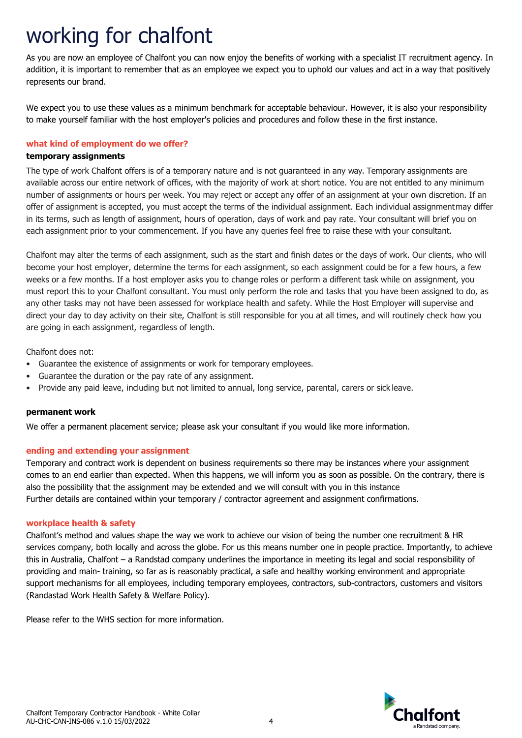# working for chalfont

As you are now an employee of Chalfont you can now enjoy the benefits of working with a specialist IT recruitment agency. In addition, it is important to remember that as an employee we expect you to uphold our values and act in a way that positively represents our brand.

We expect you to use these values as a minimum benchmark for acceptable behaviour. However, it is also your responsibility to make yourself familiar with the host employer's policies and procedures and follow these in the first instance.

## what kind of employment do we offer?

### temporary assignments

The type of work Chalfont offers is of a temporary nature and is not guaranteed in any way. Temporary assignments are available across our entire network of offices, with the majority of work at short notice. You are not entitled to any minimum number of assignments or hours per week. You may reject or accept any offer of an assignment at your own discretion. If an offer of assignment is accepted, you must accept the terms of the individual assignment. Each individual assignment may differ in its terms, such as length of assignment, hours of operation, days of work and pay rate. Your consultant will brief you on each assignment prior to your commencement. If you have any queries feel free to raise these with your consultant.

Chalfont may alter the terms of each assignment, such as the start and finish dates or the days of work. Our clients, who will become your host employer, determine the terms for each assignment, so each assignment could be for a few hours, a few weeks or a few months. If a host employer asks you to change roles or perform a different task while on assignment, you must report this to your Chalfont consultant. You must only perform the role and tasks that you have been assigned to do, as any other tasks may not have been assessed for workplace health and safety. While the Host Employer will supervise and direct your day to day activity on their site, Chalfont is still responsible for you at all times, and will routinely check how you are going in each assignment, regardless of length.

Chalfont does not:

- Guarantee the existence of assignments or work for temporary employees.
- Guarantee the duration or the pay rate of any assignment.
- Provide any paid leave, including but not limited to annual, long service, parental, carers or sick leave.

### permanent work

We offer a permanent placement service; please ask your consultant if you would like more information.

## ending and extending your assignment

Temporary and contract work is dependent on business requirements so there may be instances where your assignment comes to an end earlier than expected. When this happens, we will inform you as soon as possible. On the contrary, there is also the possibility that the assignment may be extended and we will consult with you in this instance
Further details are contained within your temporary / contractor agreement and assignment confirmations.

## workplace health & safety

Chalfont's method and values shape the way we work to achieve our vision of being the number one recruitment & HR services company, both locally and across the globe. For us this means number one in people practice. Importantly, to achieve this in Australia, Chalfont – a Randstad company underlines the importance in meeting its legal and social responsibility of providing and main- training, so far as is reasonably practical, a safe and healthy working environment and appropriate support mechanisms for all employees, including temporary employees, contractors, sub-contractors, customers and visitors (Randastad Work Health Safety & Welfare Policy).

Please refer to the WHS section for more information.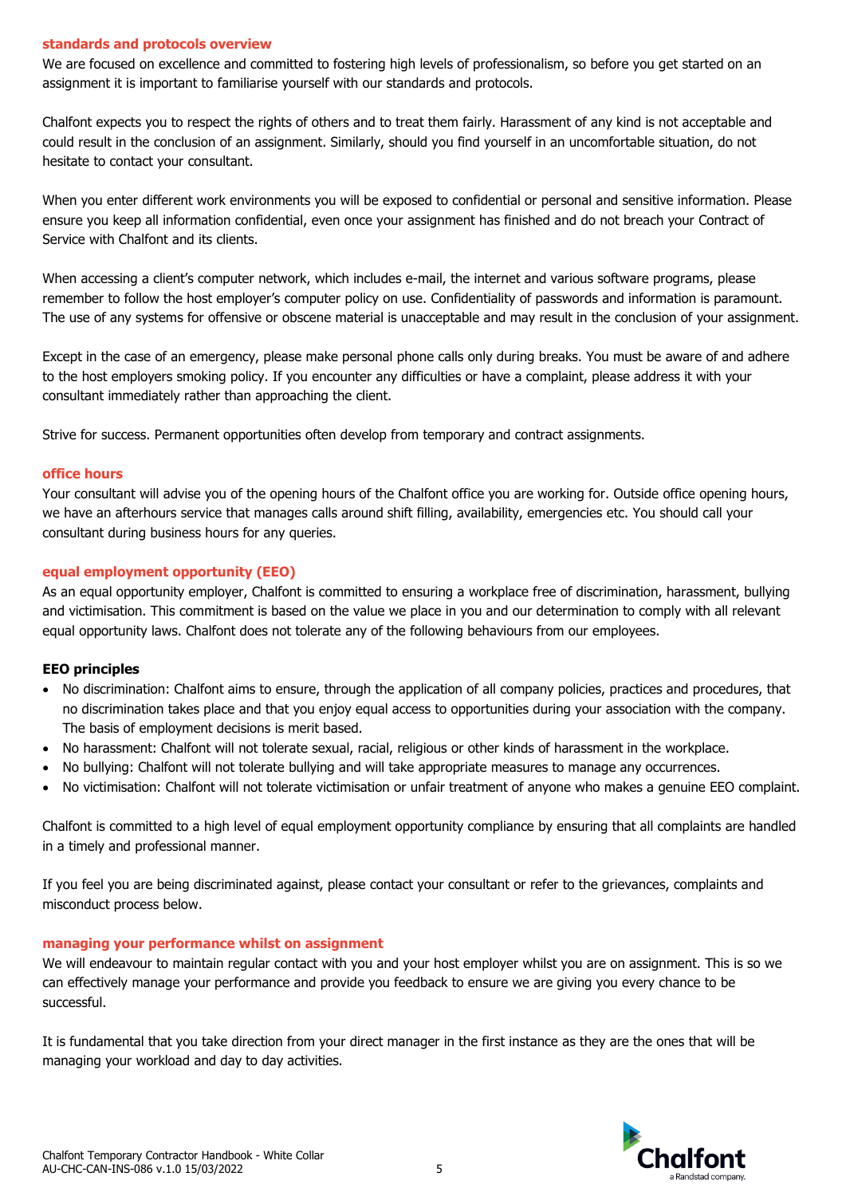## standards and protocols overview

We are focused on excellence and committed to fostering high levels of professionalism, so before you get started on an assignment it is important to familiarise yourself with our standards and protocols.

Chalfont expects you to respect the rights of others and to treat them fairly. Harassment of any kind is not acceptable and could result in the conclusion of an assignment. Similarly, should you find yourself in an uncomfortable situation, do not hesitate to contact your consultant.

When you enter different work environments you will be exposed to confidential or personal and sensitive information. Please ensure you keep all information confidential, even once your assignment has finished and do not breach your Contract of Service with Chalfont and its clients.

When accessing a client's computer network, which includes e-mail, the internet and various software programs, please remember to follow the host employer's computer policy on use. Confidentiality of passwords and information is paramount. The use of any systems for offensive or obscene material is unacceptable and may result in the conclusion of your assignment.

Except in the case of an emergency, please make personal phone calls only during breaks. You must be aware of and adhere to the host employers smoking policy. If you encounter any difficulties or have a complaint, please address it with your consultant immediately rather than approaching the client.

Strive for success. Permanent opportunities often develop from temporary and contract assignments.

## office hours

Your consultant will advise you of the opening hours of the Chalfont office you are working for. Outside office opening hours, we have an afterhours service that manages calls around shift filling, availability, emergencies etc. You should call your consultant during business hours for any queries.

## equal employment opportunity (EEO)

As an equal opportunity employer, Chalfont is committed to ensuring a workplace free of discrimination, harassment, bullying and victimisation. This commitment is based on the value we place in you and our determination to comply with all relevant equal opportunity laws. Chalfont does not tolerate any of the following behaviours from our employees.

### EEO principles

- No discrimination: Chalfont aims to ensure, through the application of all company policies, practices and procedures, that no discrimination takes place and that you enjoy equal access to opportunities during your association with the company. The basis of employment decisions is merit based.
- No harassment: Chalfont will not tolerate sexual, racial, religious or other kinds of harassment in the workplace.
- No bullying: Chalfont will not tolerate bullying and will take appropriate measures to manage any occurrences.
- No victimisation: Chalfont will not tolerate victimisation or unfair treatment of anyone who makes a genuine EEO complaint.

Chalfont is committed to a high level of equal employment opportunity compliance by ensuring that all complaints are handled in a timely and professional manner.

If you feel you are being discriminated against, please contact your consultant or refer to the grievances, complaints and misconduct process below.

## managing your performance whilst on assignment

We will endeavour to maintain regular contact with you and your host employer whilst you are on assignment. This is so we can effectively manage your performance and provide you feedback to ensure we are giving you every chance to be successful.

It is fundamental that you take direction from your direct manager in the first instance as they are the ones that will be managing your workload and day to day activities.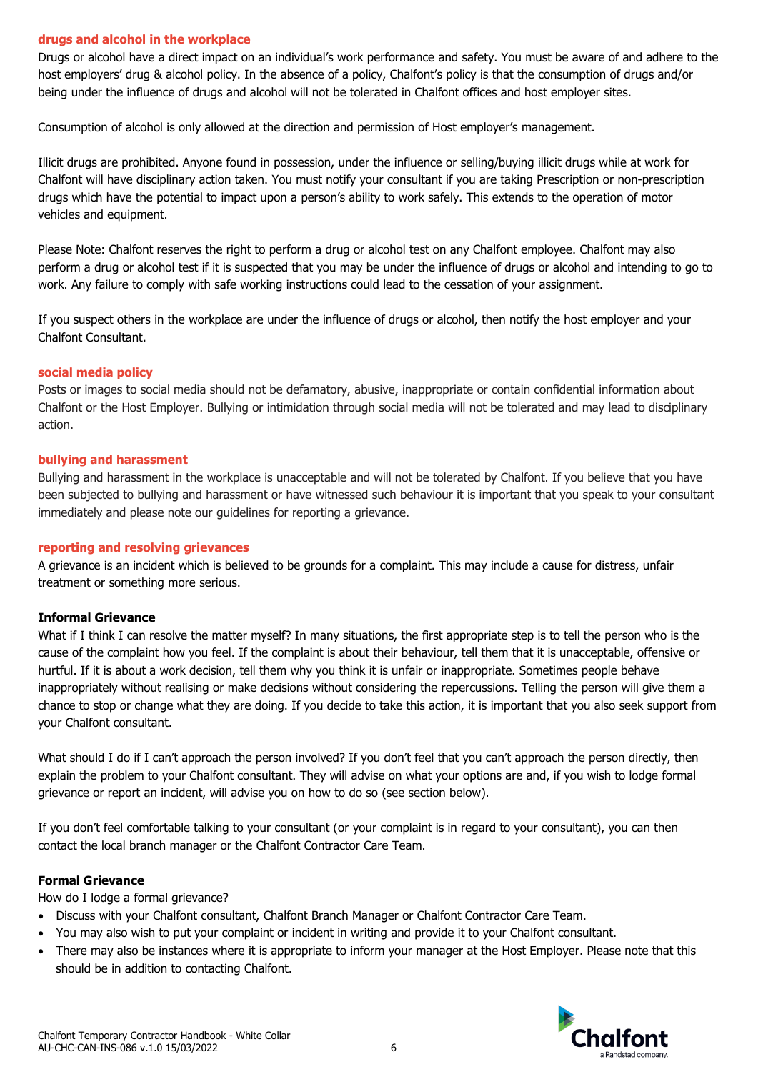## drugs and alcohol in the workplace

Drugs or alcohol have a direct impact on an individual's work performance and safety. You must be aware of and adhere to the host employers' drug & alcohol policy. In the absence of a policy, Chalfont's policy is that the consumption of drugs and/or being under the influence of drugs and alcohol will not be tolerated in Chalfont offices and host employer sites.

Consumption of alcohol is only allowed at the direction and permission of Host employer's management.

Illicit drugs are prohibited. Anyone found in possession, under the influence or selling/buying illicit drugs while at work for Chalfont will have disciplinary action taken. You must notify your consultant if you are taking Prescription or non-prescription drugs which have the potential to impact upon a person's ability to work safely. This extends to the operation of motor vehicles and equipment.

Please Note: Chalfont reserves the right to perform a drug or alcohol test on any Chalfont employee. Chalfont may also perform a drug or alcohol test if it is suspected that you may be under the influence of drugs or alcohol and intending to go to work. Any failure to comply with safe working instructions could lead to the cessation of your assignment.

If you suspect others in the workplace are under the influence of drugs or alcohol, then notify the host employer and your Chalfont Consultant.

## social media policy

Posts or images to social media should not be defamatory, abusive, inappropriate or contain confidential information about Chalfont or the Host Employer. Bullying or intimidation through social media will not be tolerated and may lead to disciplinary action.

## bullying and harassment

Bullying and harassment in the workplace is unacceptable and will not be tolerated by Chalfont. If you believe that you have been subjected to bullying and harassment or have witnessed such behaviour it is important that you speak to your consultant immediately and please note our guidelines for reporting a grievance.

## reporting and resolving grievances

A grievance is an incident which is believed to be grounds for a complaint. This may include a cause for distress, unfair treatment or something more serious.

### Informal Grievance

What if I think I can resolve the matter myself? In many situations, the first appropriate step is to tell the person who is the cause of the complaint how you feel. If the complaint is about their behaviour, tell them that it is unacceptable, offensive or hurtful. If it is about a work decision, tell them why you think it is unfair or inappropriate. Sometimes people behave inappropriately without realising or make decisions without considering the repercussions. Telling the person will give them a chance to stop or change what they are doing. If you decide to take this action, it is important that you also seek support from your Chalfont consultant.

What should I do if I can't approach the person involved? If you don't feel that you can't approach the person directly, then explain the problem to your Chalfont consultant. They will advise on what your options are and, if you wish to lodge formal grievance or report an incident, will advise you on how to do so (see section below).

If you don't feel comfortable talking to your consultant (or your complaint is in regard to your consultant), you can then contact the local branch manager or the Chalfont Contractor Care Team.

### Formal Grievance

How do I lodge a formal grievance?

- Discuss with your Chalfont consultant, Chalfont Branch Manager or Chalfont Contractor Care Team.
- You may also wish to put your complaint or incident in writing and provide it to your Chalfont consultant.
- There may also be instances where it is appropriate to inform your manager at the Host Employer. Please note that this should be in addition to contacting Chalfont.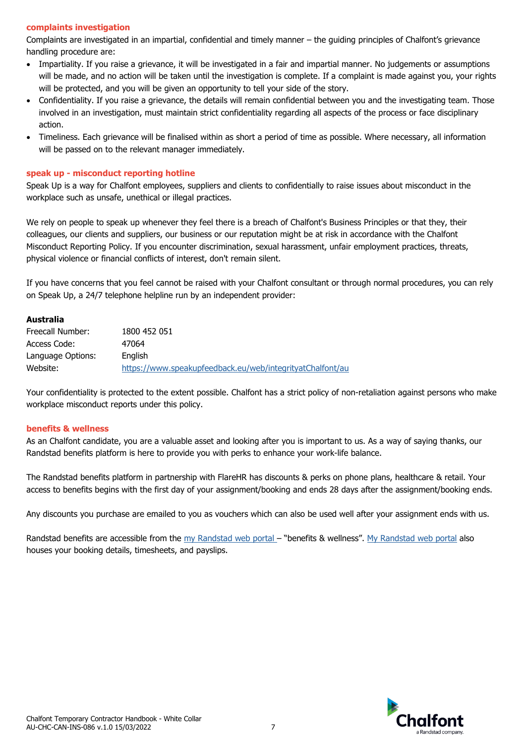## complaints investigation

Complaints are investigated in an impartial, confidential and timely manner – the guiding principles of Chalfont's grievance handling procedure are:

- Impartiality. If you raise a grievance, it will be investigated in a fair and impartial manner. No judgements or assumptions will be made, and no action will be taken until the investigation is complete. If a complaint is made against you, your rights will be protected, and you will be given an opportunity to tell your side of the story.
- Confidentiality. If you raise a grievance, the details will remain confidential between you and the investigating team. Those involved in an investigation, must maintain strict confidentiality regarding all aspects of the process or face disciplinary action.
- Timeliness. Each grievance will be finalised within as short a period of time as possible. Where necessary, all information will be passed on to the relevant manager immediately.

## speak up - misconduct reporting hotline

Speak Up is a way for Chalfont employees, suppliers and clients to confidentially to raise issues about misconduct in the workplace such as unsafe, unethical or illegal practices.

We rely on people to speak up whenever they feel there is a breach of Chalfont's Business Principles or that they, their colleagues, our clients and suppliers, our business or our reputation might be at risk in accordance with the Chalfont Misconduct Reporting Policy. If you encounter discrimination, sexual harassment, unfair employment practices, threats, physical violence or financial conflicts of interest, don't remain silent.

If you have concerns that you feel cannot be raised with your Chalfont consultant or through normal procedures, you can rely on Speak Up, a 24/7 telephone helpline run by an independent provider:

**Australia**

| | |
|---|---|
| Freecall Number: | 1800 452 051 |
| Access Code: | 47064 |
| Language Options: | English |
| Website: | https://www.speakupfeedback.eu/web/integrityatChalfont/au |

Your confidentiality is protected to the extent possible. Chalfont has a strict policy of non-retaliation against persons who make workplace misconduct reports under this policy.

## benefits & wellness

As an Chalfont candidate, you are a valuable asset and looking after you is important to us. As a way of saying thanks, our Randstad benefits platform is here to provide you with perks to enhance your work-life balance.

The Randstad benefits platform in partnership with FlareHR has discounts & perks on phone plans, healthcare & retail. Your access to benefits begins with the first day of your assignment/booking and ends 28 days after the assignment/booking ends.

Any discounts you purchase are emailed to you as vouchers which can also be used well after your assignment ends with us.

Randstad benefits are accessible from the my Randstad web portal – "benefits & wellness". My Randstad web portal also houses your booking details, timesheets, and payslips.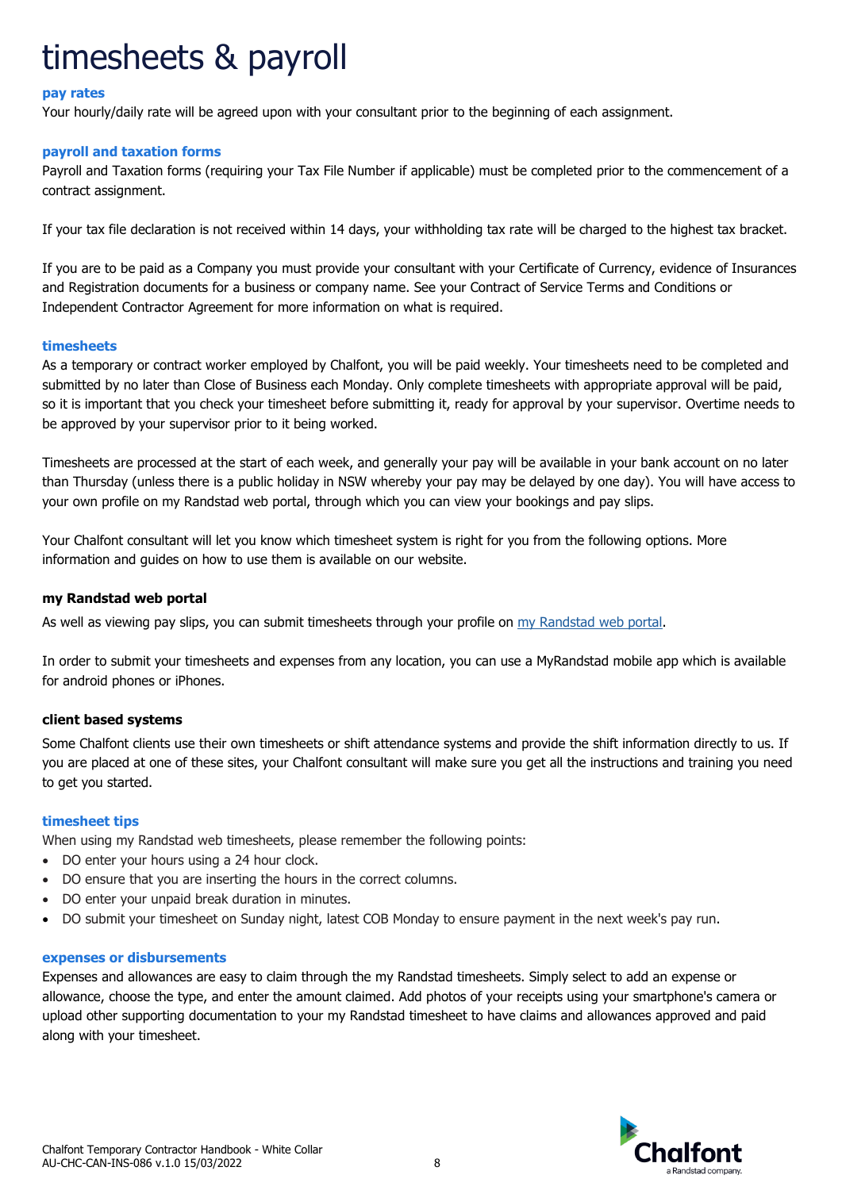# timesheets & payroll

## pay rates

Your hourly/daily rate will be agreed upon with your consultant prior to the beginning of each assignment.

## payroll and taxation forms

Payroll and Taxation forms (requiring your Tax File Number if applicable) must be completed prior to the commencement of a contract assignment.

If your tax file declaration is not received within 14 days, your withholding tax rate will be charged to the highest tax bracket.

If you are to be paid as a Company you must provide your consultant with your Certificate of Currency, evidence of Insurances and Registration documents for a business or company name. See your Contract of Service Terms and Conditions or Independent Contractor Agreement for more information on what is required.

## timesheets

As a temporary or contract worker employed by Chalfont, you will be paid weekly. Your timesheets need to be completed and submitted by no later than Close of Business each Monday. Only complete timesheets with appropriate approval will be paid, so it is important that you check your timesheet before submitting it, ready for approval by your supervisor. Overtime needs to be approved by your supervisor prior to it being worked.

Timesheets are processed at the start of each week, and generally your pay will be available in your bank account on no later than Thursday (unless there is a public holiday in NSW whereby your pay may be delayed by one day). You will have access to your own profile on my Randstad web portal, through which you can view your bookings and pay slips.

Your Chalfont consultant will let you know which timesheet system is right for you from the following options. More information and guides on how to use them is available on our website.

### my Randstad web portal

As well as viewing pay slips, you can submit timesheets through your profile on my Randstad web portal.

In order to submit your timesheets and expenses from any location, you can use a MyRandstad mobile app which is available for android phones or iPhones.

### client based systems

Some Chalfont clients use their own timesheets or shift attendance systems and provide the shift information directly to us. If you are placed at one of these sites, your Chalfont consultant will make sure you get all the instructions and training you need to get you started.

## timesheet tips

When using my Randstad web timesheets, please remember the following points:

- DO enter your hours using a 24 hour clock.
- DO ensure that you are inserting the hours in the correct columns.
- DO enter your unpaid break duration in minutes.
- DO submit your timesheet on Sunday night, latest COB Monday to ensure payment in the next week's pay run.

## expenses or disbursements

Expenses and allowances are easy to claim through the my Randstad timesheets. Simply select to add an expense or allowance, choose the type, and enter the amount claimed. Add photos of your receipts using your smartphone's camera or upload other supporting documentation to your my Randstad timesheet to have claims and allowances approved and paid along with your timesheet.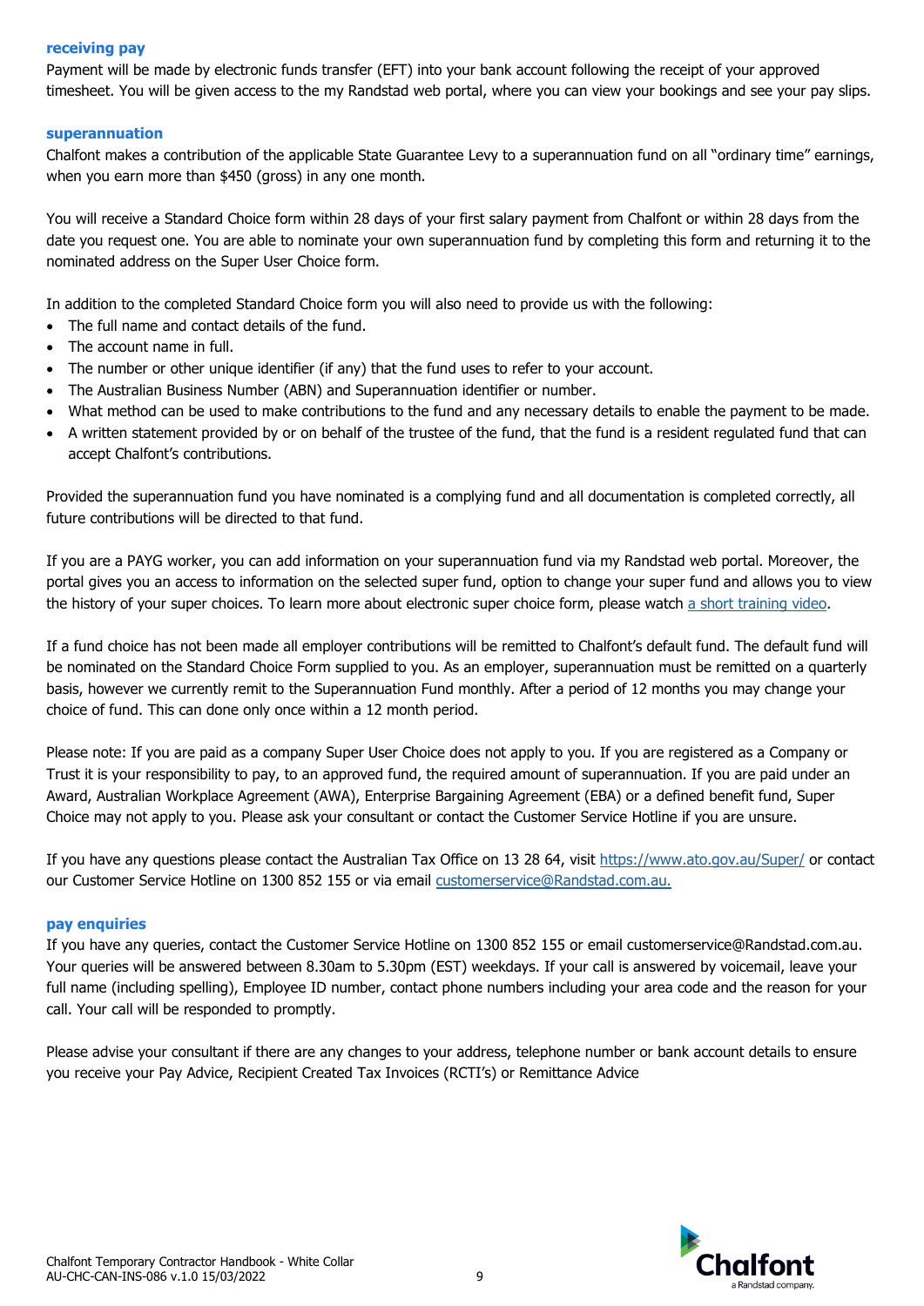## receiving pay

Payment will be made by electronic funds transfer (EFT) into your bank account following the receipt of your approved timesheet. You will be given access to the my Randstad web portal, where you can view your bookings and see your pay slips.

## superannuation

Chalfont makes a contribution of the applicable State Guarantee Levy to a superannuation fund on all "ordinary time" earnings, when you earn more than $450 (gross) in any one month.

You will receive a Standard Choice form within 28 days of your first salary payment from Chalfont or within 28 days from the date you request one. You are able to nominate your own superannuation fund by completing this form and returning it to the nominated address on the Super User Choice form.

In addition to the completed Standard Choice form you will also need to provide us with the following:

- The full name and contact details of the fund.
- The account name in full.
- The number or other unique identifier (if any) that the fund uses to refer to your account.
- The Australian Business Number (ABN) and Superannuation identifier or number.
- What method can be used to make contributions to the fund and any necessary details to enable the payment to be made.
- A written statement provided by or on behalf of the trustee of the fund, that the fund is a resident regulated fund that can accept Chalfont's contributions.

Provided the superannuation fund you have nominated is a complying fund and all documentation is completed correctly, all future contributions will be directed to that fund.

If you are a PAYG worker, you can add information on your superannuation fund via my Randstad web portal. Moreover, the portal gives you an access to information on the selected super fund, option to change your super fund and allows you to view the history of your super choices. To learn more about electronic super choice form, please watch a short training video.

If a fund choice has not been made all employer contributions will be remitted to Chalfont's default fund. The default fund will be nominated on the Standard Choice Form supplied to you. As an employer, superannuation must be remitted on a quarterly basis, however we currently remit to the Superannuation Fund monthly. After a period of 12 months you may change your choice of fund. This can done only once within a 12 month period.

Please note: If you are paid as a company Super User Choice does not apply to you. If you are registered as a Company or Trust it is your responsibility to pay, to an approved fund, the required amount of superannuation. If you are paid under an Award, Australian Workplace Agreement (AWA), Enterprise Bargaining Agreement (EBA) or a defined benefit fund, Super Choice may not apply to you. Please ask your consultant or contact the Customer Service Hotline if you are unsure.

If you have any questions please contact the Australian Tax Office on 13 28 64, visit https://www.ato.gov.au/Super/ or contact our Customer Service Hotline on 1300 852 155 or via email customerservice@Randstad.com.au.

## pay enquiries

If you have any queries, contact the Customer Service Hotline on 1300 852 155 or email customerservice@Randstad.com.au. Your queries will be answered between 8.30am to 5.30pm (EST) weekdays. If your call is answered by voicemail, leave your full name (including spelling), Employee ID number, contact phone numbers including your area code and the reason for your call. Your call will be responded to promptly.

Please advise your consultant if there are any changes to your address, telephone number or bank account details to ensure you receive your Pay Advice, Recipient Created Tax Invoices (RCTI's) or Remittance Advice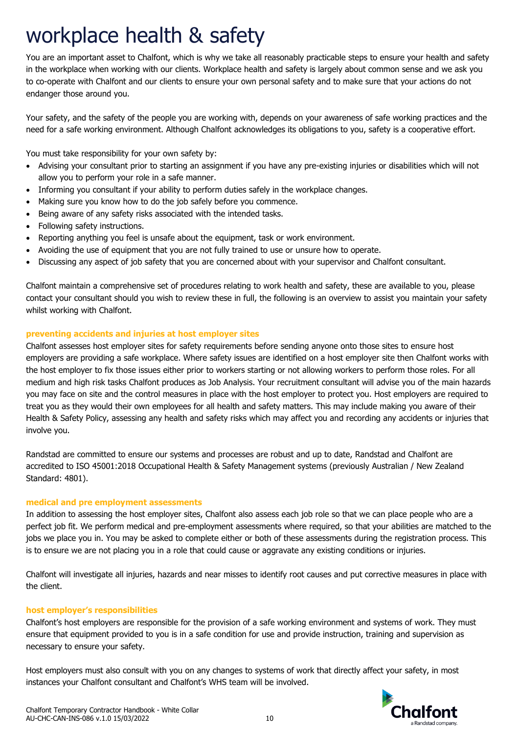# workplace health & safety

You are an important asset to Chalfont, which is why we take all reasonably practicable steps to ensure your health and safety in the workplace when working with our clients. Workplace health and safety is largely about common sense and we ask you to co-operate with Chalfont and our clients to ensure your own personal safety and to make sure that your actions do not endanger those around you.

Your safety, and the safety of the people you are working with, depends on your awareness of safe working practices and the need for a safe working environment. Although Chalfont acknowledges its obligations to you, safety is a cooperative effort.

You must take responsibility for your own safety by:

- Advising your consultant prior to starting an assignment if you have any pre-existing injuries or disabilities which will not allow you to perform your role in a safe manner.
- Informing you consultant if your ability to perform duties safely in the workplace changes.
- Making sure you know how to do the job safely before you commence.
- Being aware of any safety risks associated with the intended tasks.
- Following safety instructions.
- Reporting anything you feel is unsafe about the equipment, task or work environment.
- Avoiding the use of equipment that you are not fully trained to use or unsure how to operate.
- Discussing any aspect of job safety that you are concerned about with your supervisor and Chalfont consultant.

Chalfont maintain a comprehensive set of procedures relating to work health and safety, these are available to you, please contact your consultant should you wish to review these in full, the following is an overview to assist you maintain your safety whilst working with Chalfont.

### preventing accidents and injuries at host employer sites

Chalfont assesses host employer sites for safety requirements before sending anyone onto those sites to ensure host employers are providing a safe workplace. Where safety issues are identified on a host employer site then Chalfont works with the host employer to fix those issues either prior to workers starting or not allowing workers to perform those roles. For all medium and high risk tasks Chalfont produces as Job Analysis. Your recruitment consultant will advise you of the main hazards you may face on site and the control measures in place with the host employer to protect you. Host employers are required to treat you as they would their own employees for all health and safety matters. This may include making you aware of their Health & Safety Policy, assessing any health and safety risks which may affect you and recording any accidents or injuries that involve you.

Randstad are committed to ensure our systems and processes are robust and up to date, Randstad and Chalfont are accredited to ISO 45001:2018 Occupational Health & Safety Management systems (previously Australian / New Zealand Standard: 4801).

### medical and pre employment assessments

In addition to assessing the host employer sites, Chalfont also assess each job role so that we can place people who are a perfect job fit. We perform medical and pre-employment assessments where required, so that your abilities are matched to the jobs we place you in. You may be asked to complete either or both of these assessments during the registration process. This is to ensure we are not placing you in a role that could cause or aggravate any existing conditions or injuries.

Chalfont will investigate all injuries, hazards and near misses to identify root causes and put corrective measures in place with the client.

### host employer's responsibilities

Chalfont's host employers are responsible for the provision of a safe working environment and systems of work. They must ensure that equipment provided to you is in a safe condition for use and provide instruction, training and supervision as necessary to ensure your safety.

Host employers must also consult with you on any changes to systems of work that directly affect your safety, in most instances your Chalfont consultant and Chalfont's WHS team will be involved.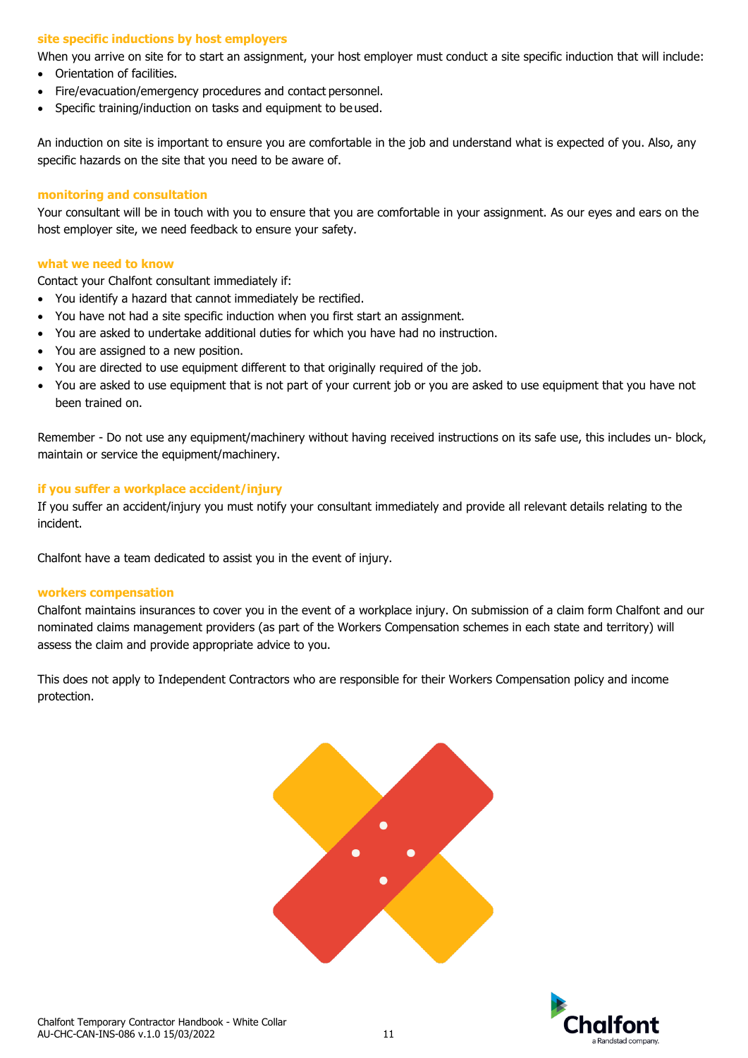### site specific inductions by host employers

When you arrive on site for to start an assignment, your host employer must conduct a site specific induction that will include:

- Orientation of facilities.
- Fire/evacuation/emergency procedures and contact personnel.
- Specific training/induction on tasks and equipment to be used.

An induction on site is important to ensure you are comfortable in the job and understand what is expected of you. Also, any specific hazards on the site that you need to be aware of.

### monitoring and consultation

Your consultant will be in touch with you to ensure that you are comfortable in your assignment. As our eyes and ears on the host employer site, we need feedback to ensure your safety.

### what we need to know

Contact your Chalfont consultant immediately if:

- You identify a hazard that cannot immediately be rectified.
- You have not had a site specific induction when you first start an assignment.
- You are asked to undertake additional duties for which you have had no instruction.
- You are assigned to a new position.
- You are directed to use equipment different to that originally required of the job.
- You are asked to use equipment that is not part of your current job or you are asked to use equipment that you have not been trained on.

Remember - Do not use any equipment/machinery without having received instructions on its safe use, this includes un- block, maintain or service the equipment/machinery.

### if you suffer a workplace accident/injury

If you suffer an accident/injury you must notify your consultant immediately and provide all relevant details relating to the incident.

Chalfont have a team dedicated to assist you in the event of injury.

### workers compensation

Chalfont maintains insurances to cover you in the event of a workplace injury. On submission of a claim form Chalfont and our nominated claims management providers (as part of the Workers Compensation schemes in each state and territory) will assess the claim and provide appropriate advice to you.

This does not apply to Independent Contractors who are responsible for their Workers Compensation policy and income protection.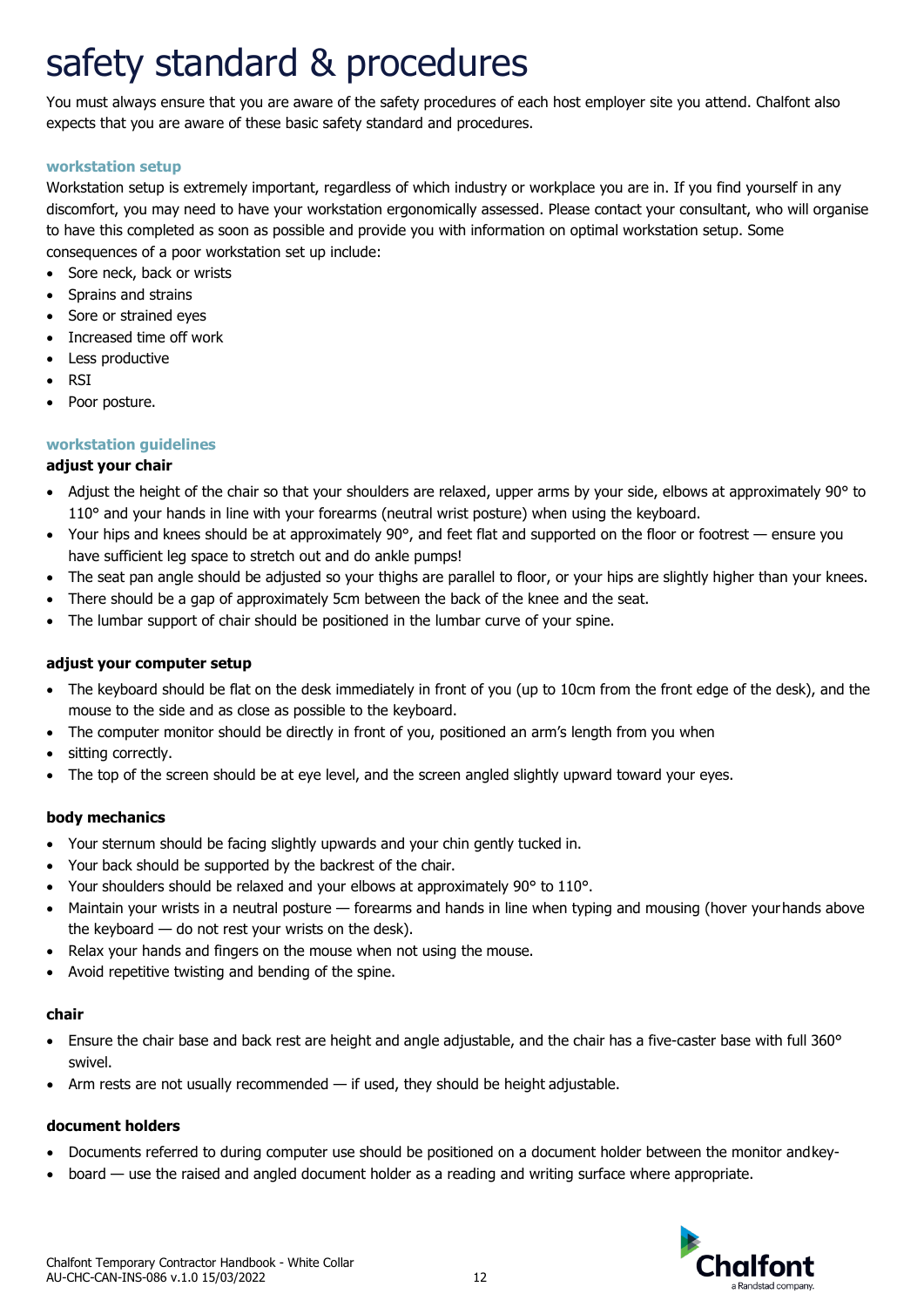# safety standard & procedures

You must always ensure that you are aware of the safety procedures of each host employer site you attend. Chalfont also expects that you are aware of these basic safety standard and procedures.

## workstation setup

Workstation setup is extremely important, regardless of which industry or workplace you are in. If you find yourself in any discomfort, you may need to have your workstation ergonomically assessed. Please contact your consultant, who will organise to have this completed as soon as possible and provide you with information on optimal workstation setup. Some consequences of a poor workstation set up include:

- Sore neck, back or wrists
- Sprains and strains
- Sore or strained eyes
- Increased time off work
- Less productive
- RSI
- Poor posture.

## workstation guidelines

### adjust your chair

- Adjust the height of the chair so that your shoulders are relaxed, upper arms by your side, elbows at approximately 90° to 110° and your hands in line with your forearms (neutral wrist posture) when using the keyboard.
- Your hips and knees should be at approximately 90°, and feet flat and supported on the floor or footrest — ensure you have sufficient leg space to stretch out and do ankle pumps!
- The seat pan angle should be adjusted so your thighs are parallel to floor, or your hips are slightly higher than your knees.
- There should be a gap of approximately 5cm between the back of the knee and the seat.
- The lumbar support of chair should be positioned in the lumbar curve of your spine.

### adjust your computer setup

- The keyboard should be flat on the desk immediately in front of you (up to 10cm from the front edge of the desk), and the mouse to the side and as close as possible to the keyboard.
- The computer monitor should be directly in front of you, positioned an arm's length from you when
- sitting correctly.
- The top of the screen should be at eye level, and the screen angled slightly upward toward your eyes.

### body mechanics

- Your sternum should be facing slightly upwards and your chin gently tucked in.
- Your back should be supported by the backrest of the chair.
- Your shoulders should be relaxed and your elbows at approximately 90° to 110°.
- Maintain your wrists in a neutral posture — forearms and hands in line when typing and mousing (hover your hands above the keyboard — do not rest your wrists on the desk).
- Relax your hands and fingers on the mouse when not using the mouse.
- Avoid repetitive twisting and bending of the spine.

### chair

- Ensure the chair base and back rest are height and angle adjustable, and the chair has a five-caster base with full 360° swivel.
- Arm rests are not usually recommended — if used, they should be height adjustable.

### document holders

- Documents referred to during computer use should be positioned on a document holder between the monitor and key-
- board — use the raised and angled document holder as a reading and writing surface where appropriate.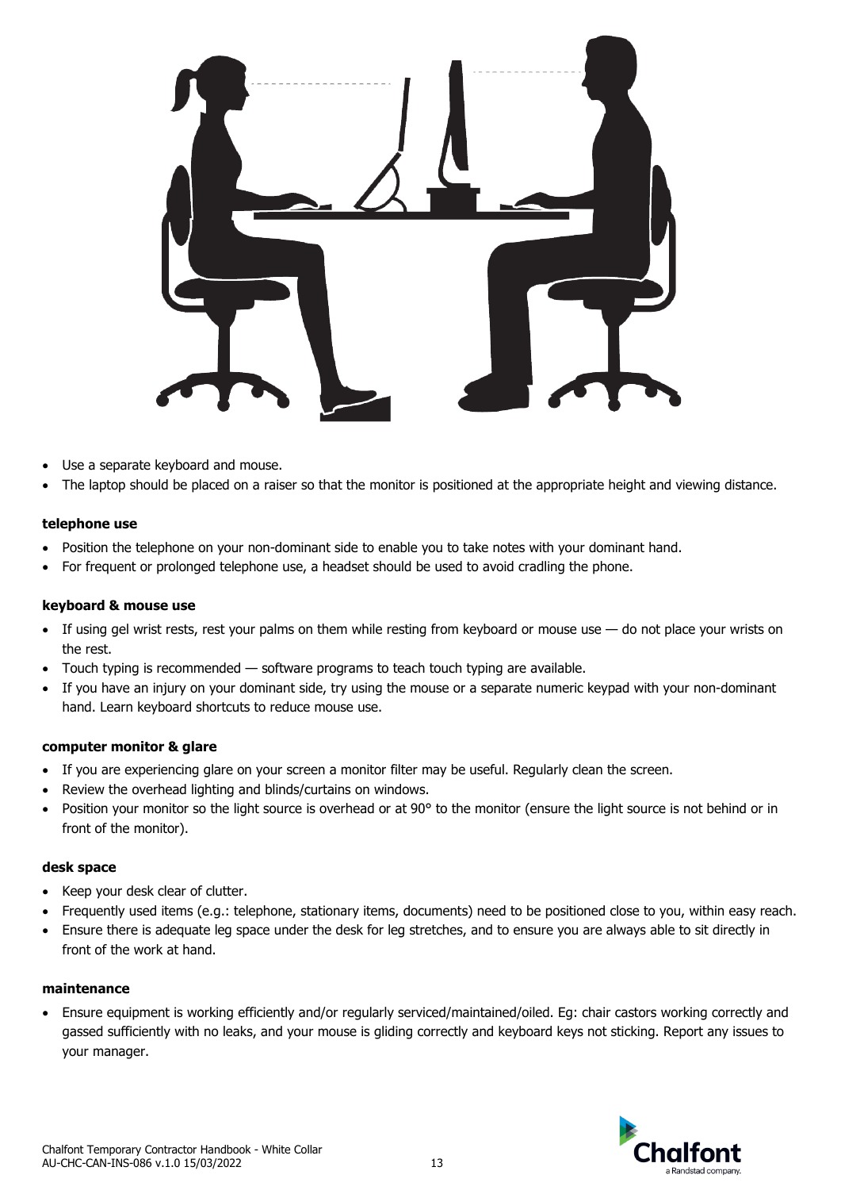- Use a separate keyboard and mouse.
- The laptop should be placed on a raiser so that the monitor is positioned at the appropriate height and viewing distance.

**telephone use**

- Position the telephone on your non-dominant side to enable you to take notes with your dominant hand.
- For frequent or prolonged telephone use, a headset should be used to avoid cradling the phone.

**keyboard & mouse use**

- If using gel wrist rests, rest your palms on them while resting from keyboard or mouse use — do not place your wrists on the rest.
- Touch typing is recommended — software programs to teach touch typing are available.
- If you have an injury on your dominant side, try using the mouse or a separate numeric keypad with your non-dominant hand. Learn keyboard shortcuts to reduce mouse use.

**computer monitor & glare**

- If you are experiencing glare on your screen a monitor filter may be useful. Regularly clean the screen.
- Review the overhead lighting and blinds/curtains on windows.
- Position your monitor so the light source is overhead or at 90° to the monitor (ensure the light source is not behind or in front of the monitor).

**desk space**

- Keep your desk clear of clutter.
- Frequently used items (e.g.: telephone, stationary items, documents) need to be positioned close to you, within easy reach.
- Ensure there is adequate leg space under the desk for leg stretches, and to ensure you are always able to sit directly in front of the work at hand.

**maintenance**

- Ensure equipment is working efficiently and/or regularly serviced/maintained/oiled. Eg: chair castors working correctly and gassed sufficiently with no leaks, and your mouse is gliding correctly and keyboard keys not sticking. Report any issues to your manager.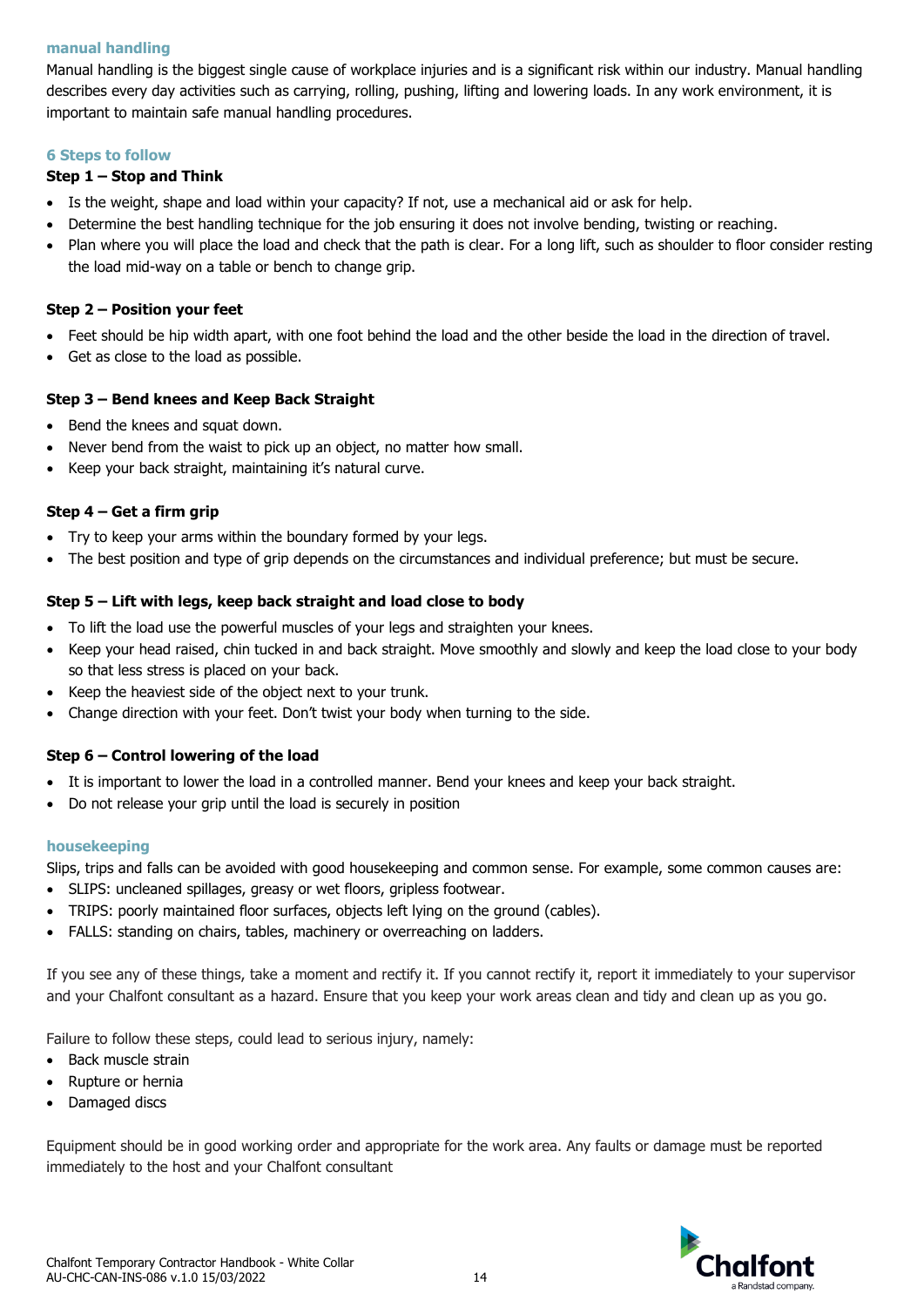## manual handling

Manual handling is the biggest single cause of workplace injuries and is a significant risk within our industry. Manual handling describes every day activities such as carrying, rolling, pushing, lifting and lowering loads. In any work environment, it is important to maintain safe manual handling procedures.

## 6 Steps to follow

**Step 1 – Stop and Think**

- Is the weight, shape and load within your capacity? If not, use a mechanical aid or ask for help.
- Determine the best handling technique for the job ensuring it does not involve bending, twisting or reaching.
- Plan where you will place the load and check that the path is clear. For a long lift, such as shoulder to floor consider resting the load mid-way on a table or bench to change grip.

**Step 2 – Position your feet**

- Feet should be hip width apart, with one foot behind the load and the other beside the load in the direction of travel.
- Get as close to the load as possible.

**Step 3 – Bend knees and Keep Back Straight**

- Bend the knees and squat down.
- Never bend from the waist to pick up an object, no matter how small.
- Keep your back straight, maintaining it's natural curve.

**Step 4 – Get a firm grip**

- Try to keep your arms within the boundary formed by your legs.
- The best position and type of grip depends on the circumstances and individual preference; but must be secure.

**Step 5 – Lift with legs, keep back straight and load close to body**

- To lift the load use the powerful muscles of your legs and straighten your knees.
- Keep your head raised, chin tucked in and back straight. Move smoothly and slowly and keep the load close to your body so that less stress is placed on your back.
- Keep the heaviest side of the object next to your trunk.
- Change direction with your feet. Don't twist your body when turning to the side.

**Step 6 – Control lowering of the load**

- It is important to lower the load in a controlled manner. Bend your knees and keep your back straight.
- Do not release your grip until the load is securely in position

## housekeeping

Slips, trips and falls can be avoided with good housekeeping and common sense. For example, some common causes are:

- SLIPS: uncleaned spillages, greasy or wet floors, gripless footwear.
- TRIPS: poorly maintained floor surfaces, objects left lying on the ground (cables).
- FALLS: standing on chairs, tables, machinery or overreaching on ladders.

If you see any of these things, take a moment and rectify it. If you cannot rectify it, report it immediately to your supervisor and your Chalfont consultant as a hazard. Ensure that you keep your work areas clean and tidy and clean up as you go.

Failure to follow these steps, could lead to serious injury, namely:

- Back muscle strain
- Rupture or hernia
- Damaged discs

Equipment should be in good working order and appropriate for the work area. Any faults or damage must be reported immediately to the host and your Chalfont consultant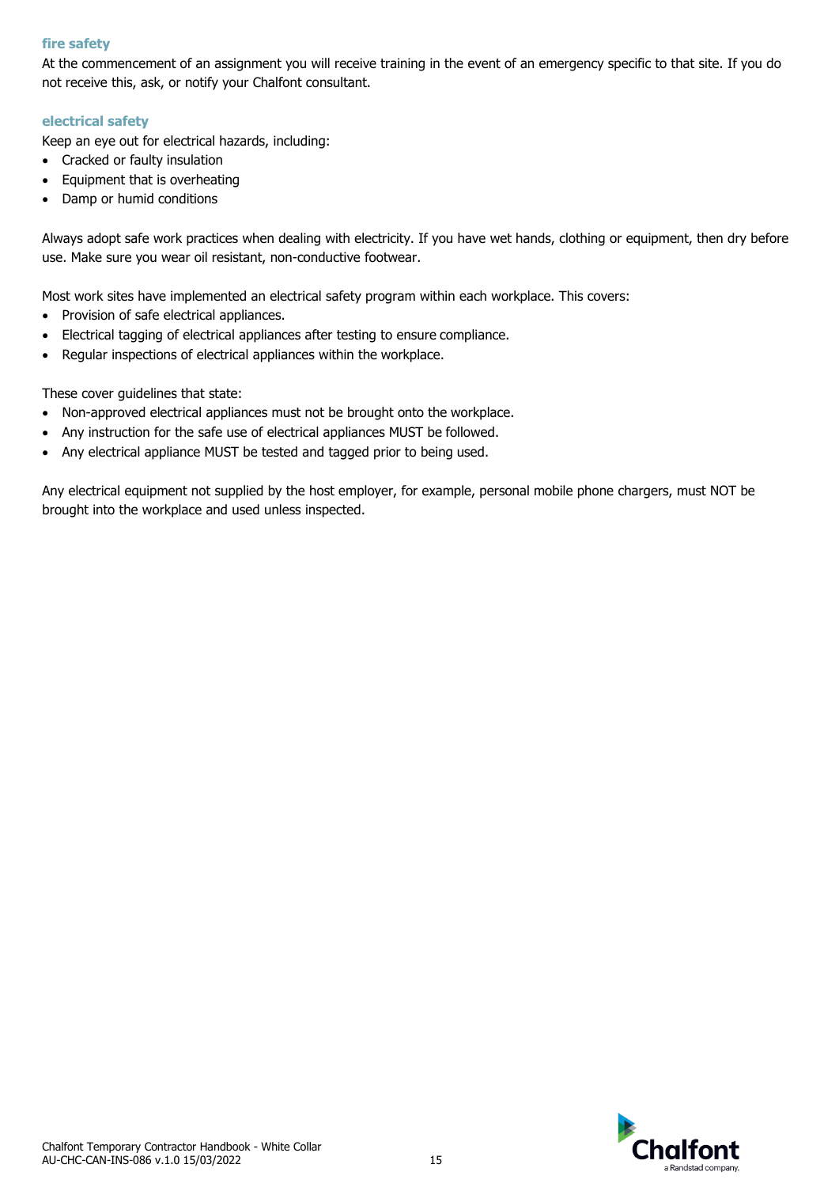## fire safety

At the commencement of an assignment you will receive training in the event of an emergency specific to that site. If you do not receive this, ask, or notify your Chalfont consultant.

## electrical safety

Keep an eye out for electrical hazards, including:

- Cracked or faulty insulation
- Equipment that is overheating
- Damp or humid conditions

Always adopt safe work practices when dealing with electricity. If you have wet hands, clothing or equipment, then dry before use. Make sure you wear oil resistant, non-conductive footwear.

Most work sites have implemented an electrical safety program within each workplace. This covers:

- Provision of safe electrical appliances.
- Electrical tagging of electrical appliances after testing to ensure compliance.
- Regular inspections of electrical appliances within the workplace.

These cover guidelines that state:

- Non-approved electrical appliances must not be brought onto the workplace.
- Any instruction for the safe use of electrical appliances MUST be followed.
- Any electrical appliance MUST be tested and tagged prior to being used.

Any electrical equipment not supplied by the host employer, for example, personal mobile phone chargers, must NOT be brought into the workplace and used unless inspected.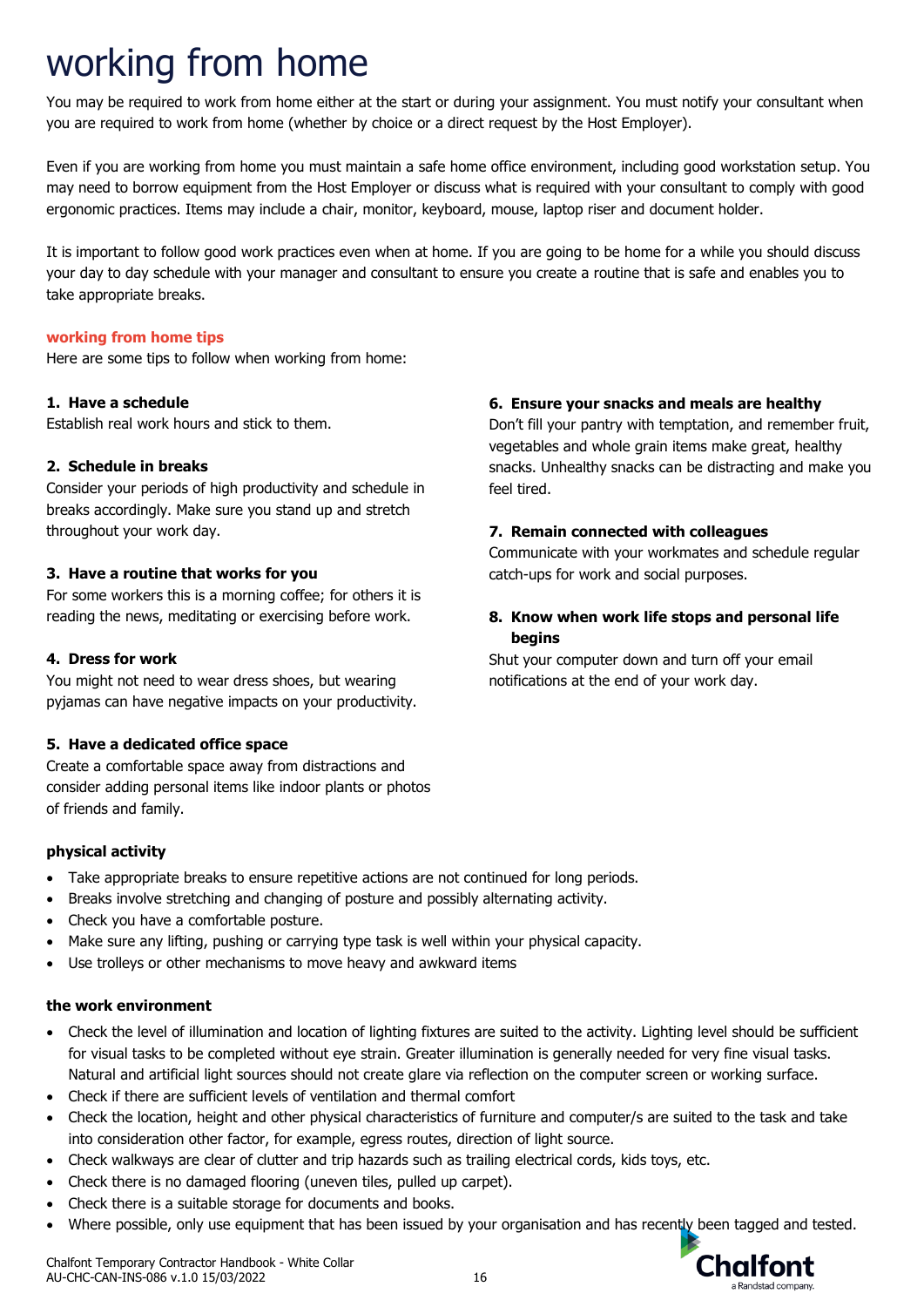# working from home

You may be required to work from home either at the start or during your assignment. You must notify your consultant when you are required to work from home (whether by choice or a direct request by the Host Employer).

Even if you are working from home you must maintain a safe home office environment, including good workstation setup. You may need to borrow equipment from the Host Employer or discuss what is required with your consultant to comply with good ergonomic practices. Items may include a chair, monitor, keyboard, mouse, laptop riser and document holder.

It is important to follow good work practices even when at home. If you are going to be home for a while you should discuss your day to day schedule with your manager and consultant to ensure you create a routine that is safe and enables you to take appropriate breaks.

## working from home tips

Here are some tips to follow when working from home:

**1. Have a schedule**
Establish real work hours and stick to them.

**2. Schedule in breaks**
Consider your periods of high productivity and schedule in breaks accordingly. Make sure you stand up and stretch throughout your work day.

**3. Have a routine that works for you**
For some workers this is a morning coffee; for others it is reading the news, meditating or exercising before work.

**4. Dress for work**
You might not need to wear dress shoes, but wearing pyjamas can have negative impacts on your productivity.

**5. Have a dedicated office space**
Create a comfortable space away from distractions and consider adding personal items like indoor plants or photos of friends and family.

**6. Ensure your snacks and meals are healthy**
Don't fill your pantry with temptation, and remember fruit, vegetables and whole grain items make great, healthy snacks. Unhealthy snacks can be distracting and make you feel tired.

**7. Remain connected with colleagues**
Communicate with your workmates and schedule regular catch-ups for work and social purposes.

**8. Know when work life stops and personal life begins**
Shut your computer down and turn off your email notifications at the end of your work day.

### physical activity

- Take appropriate breaks to ensure repetitive actions are not continued for long periods.
- Breaks involve stretching and changing of posture and possibly alternating activity.
- Check you have a comfortable posture.
- Make sure any lifting, pushing or carrying type task is well within your physical capacity.
- Use trolleys or other mechanisms to move heavy and awkward items

### the work environment

- Check the level of illumination and location of lighting fixtures are suited to the activity. Lighting level should be sufficient for visual tasks to be completed without eye strain. Greater illumination is generally needed for very fine visual tasks. Natural and artificial light sources should not create glare via reflection on the computer screen or working surface.
- Check if there are sufficient levels of ventilation and thermal comfort
- Check the location, height and other physical characteristics of furniture and computer/s are suited to the task and take into consideration other factor, for example, egress routes, direction of light source.
- Check walkways are clear of clutter and trip hazards such as trailing electrical cords, kids toys, etc.
- Check there is no damaged flooring (uneven tiles, pulled up carpet).
- Check there is a suitable storage for documents and books.
- Where possible, only use equipment that has been issued by your organisation and has recently been tagged and tested.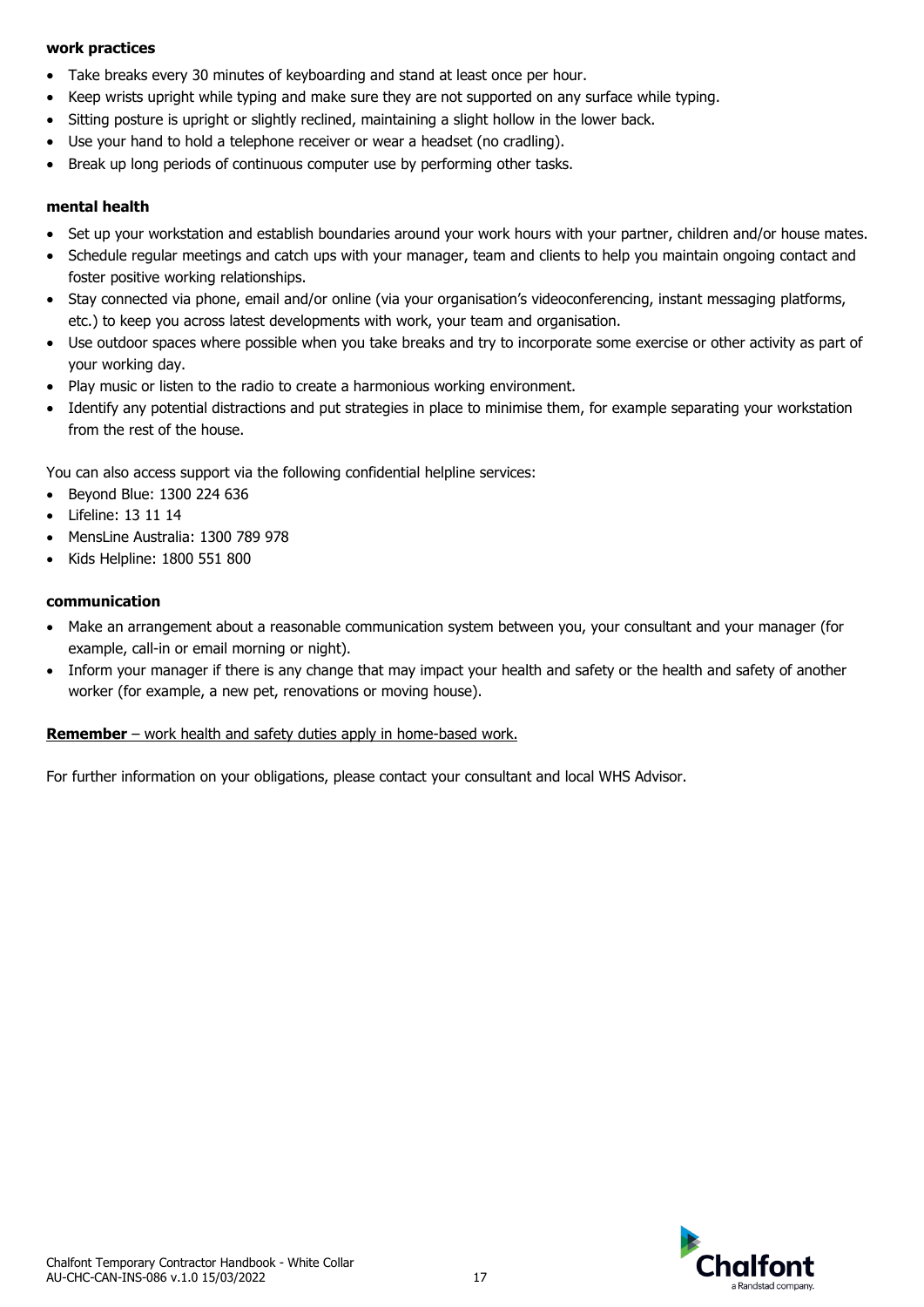**work practices**

- Take breaks every 30 minutes of keyboarding and stand at least once per hour.
- Keep wrists upright while typing and make sure they are not supported on any surface while typing.
- Sitting posture is upright or slightly reclined, maintaining a slight hollow in the lower back.
- Use your hand to hold a telephone receiver or wear a headset (no cradling).
- Break up long periods of continuous computer use by performing other tasks.

**mental health**

- Set up your workstation and establish boundaries around your work hours with your partner, children and/or house mates.
- Schedule regular meetings and catch ups with your manager, team and clients to help you maintain ongoing contact and foster positive working relationships.
- Stay connected via phone, email and/or online (via your organisation's videoconferencing, instant messaging platforms, etc.) to keep you across latest developments with work, your team and organisation.
- Use outdoor spaces where possible when you take breaks and try to incorporate some exercise or other activity as part of your working day.
- Play music or listen to the radio to create a harmonious working environment.
- Identify any potential distractions and put strategies in place to minimise them, for example separating your workstation from the rest of the house.

You can also access support via the following confidential helpline services:

- Beyond Blue: 1300 224 636
- Lifeline: 13 11 14
- MensLine Australia: 1300 789 978
- Kids Helpline: 1800 551 800

**communication**

- Make an arrangement about a reasonable communication system between you, your consultant and your manager (for example, call-in or email morning or night).
- Inform your manager if there is any change that may impact your health and safety or the health and safety of another worker (for example, a new pet, renovations or moving house).

**Remember** – work health and safety duties apply in home-based work.

For further information on your obligations, please contact your consultant and local WHS Advisor.